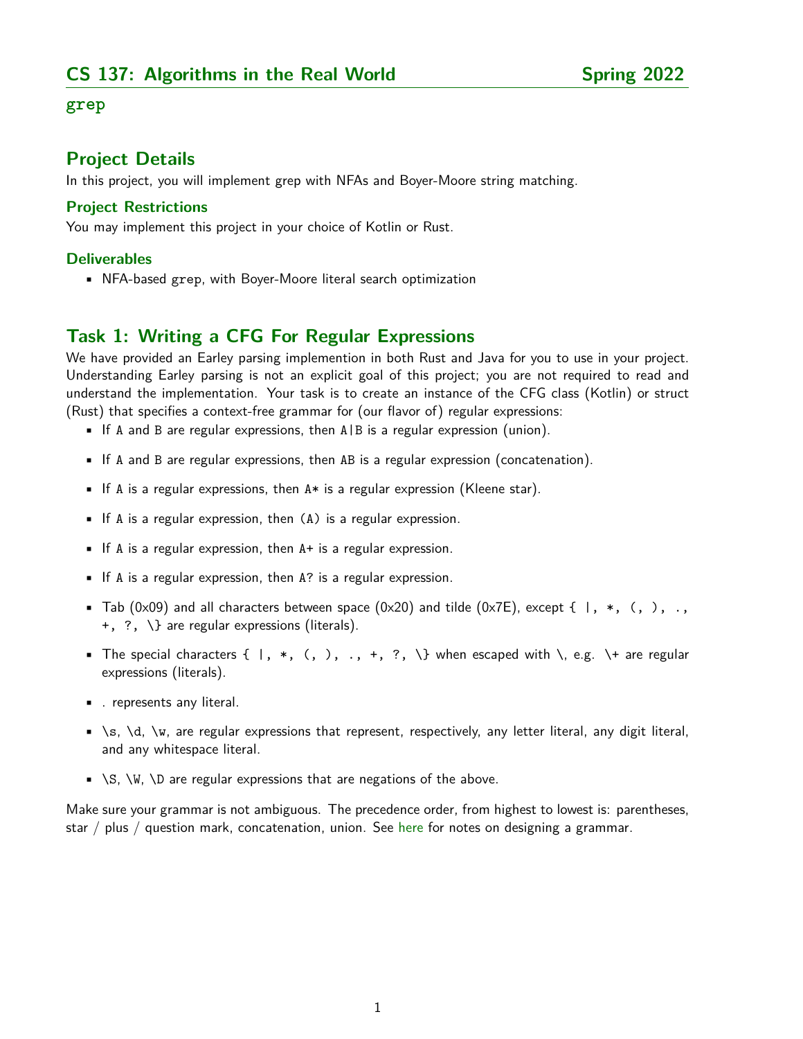# CS 137: Algorithms in the Real World — Spring 2022

## grep

## Project Details

In this project, you will implement grep with NFAs and Boyer-Moore string matching.

### Project Restrictions

You may implement this project in your choice of Kotlin or Rust.

### Deliverables

- NFA-based `grep`, with Boyer-Moore literal search optimization

## Task 1: Writing a CFG For Regular Expressions

We have provided an Earley parsing implemention in both Rust and Java for you to use in your project. Understanding Earley parsing is not an explicit goal of this project; you are not required to read and understand the implementation. Your task is to create an instance of the CFG class (Kotlin) or struct (Rust) that specifies a context-free grammar for (our flavor of) regular expressions:

- If `A` and `B` are regular expressions, then `A|B` is a regular expression (union).
- If `A` and `B` are regular expressions, then `AB` is a regular expression (concatenation).
- If `A` is a regular expressions, then `A*` is a regular expression (Kleene star).
- If `A` is a regular expression, then `(A)` is a regular expression.
- If `A` is a regular expression, then `A+` is a regular expression.
- If `A` is a regular expression, then `A?` is a regular expression.
- Tab (0x09) and all characters between space (0x20) and tilde (0x7E), except { `|`, `*`, `(`, `)`, `.`, `+`, `?`, `\` } are regular expressions (literals).
- The special characters { `|`, `*`, `(`, `)`, `.`, `+`, `?`, `\` } when escaped with `\`, e.g. `\+` are regular expressions (literals).
- `.` represents any literal.
- `\s`, `\d`, `\w`, are regular expressions that represent, respectively, any letter literal, any digit literal, and any whitespace literal.
- `\S`, `\W`, `\D` are regular expressions that are negations of the above.

Make sure your grammar is not ambiguous. The precedence order, from highest to lowest is: parentheses, star / plus / question mark, concatenation, union. See here for notes on designing a grammar.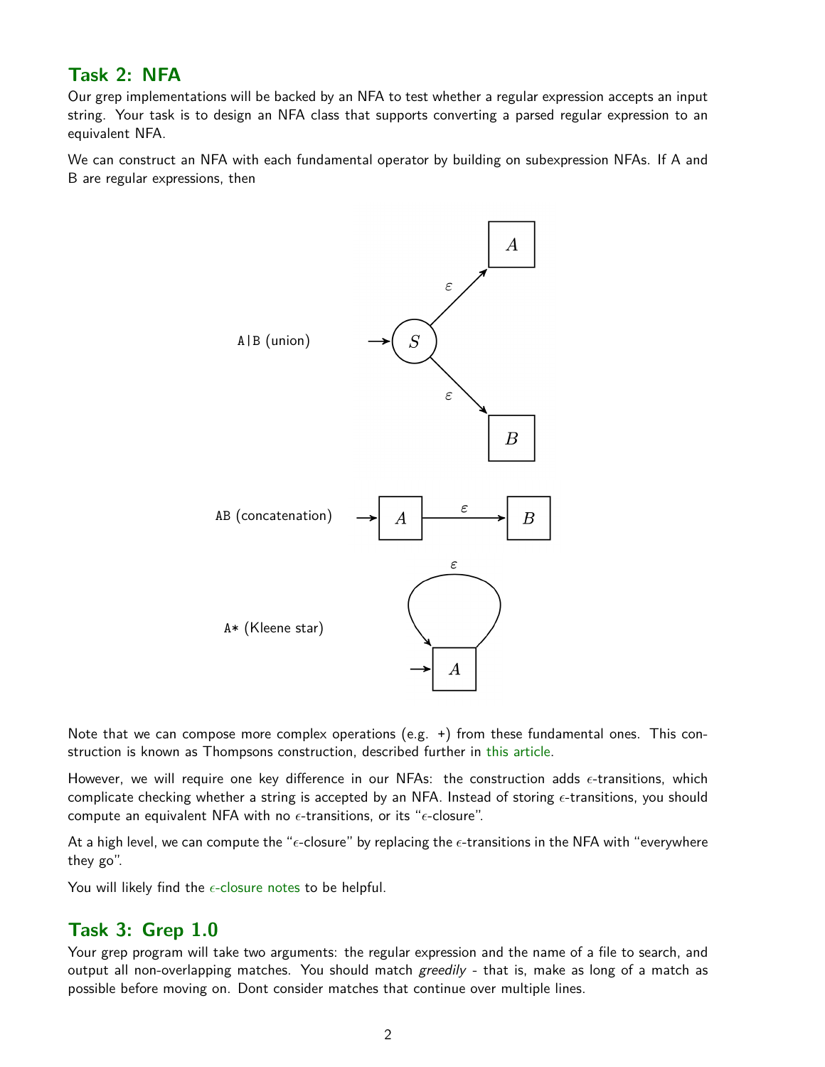## Task 2: NFA

Our grep implementations will be backed by an NFA to test whether a regular expression accepts an input string. Your task is to design an NFA class that supports converting a parsed regular expression to an equivalent NFA.

We can construct an NFA with each fundamental operator by building on subexpression NFAs. If A and B are regular expressions, then

A|B (union)

AB (concatenation)

A* (Kleene star)

Note that we can compose more complex operations (e.g. +) from these fundamental ones. This construction is known as Thompsons construction, described further in this article.

However, we will require one key difference in our NFAs: the construction adds $\epsilon$-transitions, which complicate checking whether a string is accepted by an NFA. Instead of storing $\epsilon$-transitions, you should compute an equivalent NFA with no $\epsilon$-transitions, or its "$\epsilon$-closure".

At a high level, we can compute the "$\epsilon$-closure" by replacing the $\epsilon$-transitions in the NFA with "everywhere they go".

You will likely find the $\epsilon$-closure notes to be helpful.

## Task 3: Grep 1.0

Your grep program will take two arguments: the regular expression and the name of a file to search, and output all non-overlapping matches. You should match *greedily* - that is, make as long of a match as possible before moving on. Dont consider matches that continue over multiple lines.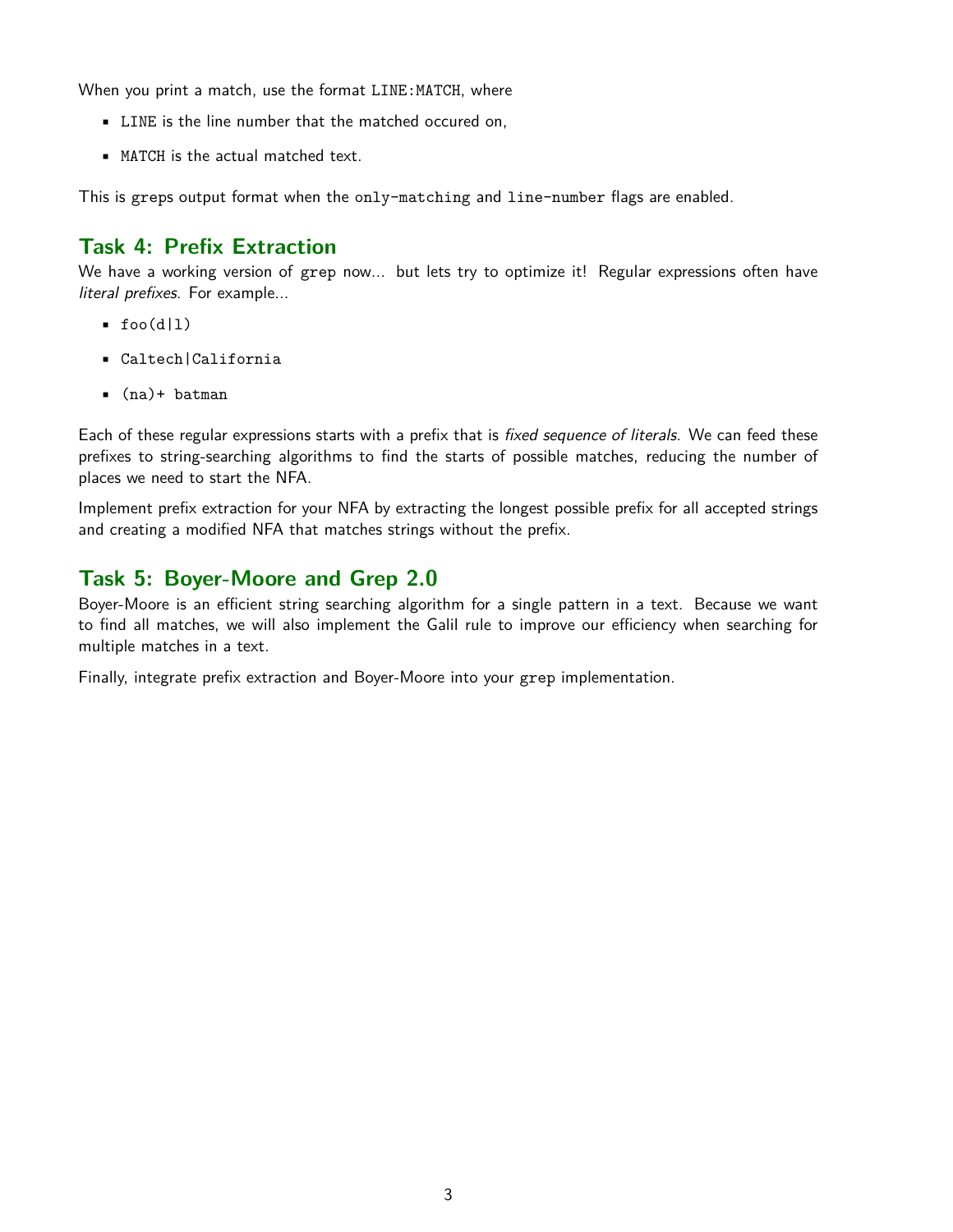When you print a match, use the format `LINE:MATCH`, where

- `LINE` is the line number that the matched occured on,
- `MATCH` is the actual matched text.

This is `grep`s output format when the `only-matching` and `line-number` flags are enabled.

## Task 4: Prefix Extraction

We have a working version of `grep` now... but lets try to optimize it! Regular expressions often have *literal prefixes*. For example...

- `foo(d|l)`
- `Caltech|California`
- `(na)+ batman`

Each of these regular expressions starts with a prefix that is *fixed sequence of literals*. We can feed these prefixes to string-searching algorithms to find the starts of possible matches, reducing the number of places we need to start the NFA.

Implement prefix extraction for your NFA by extracting the longest possible prefix for all accepted strings and creating a modified NFA that matches strings without the prefix.

## Task 5: Boyer-Moore and Grep 2.0

Boyer-Moore is an efficient string searching algorithm for a single pattern in a text. Because we want to find all matches, we will also implement the Galil rule to improve our efficiency when searching for multiple matches in a text.

Finally, integrate prefix extraction and Boyer-Moore into your `grep` implementation.